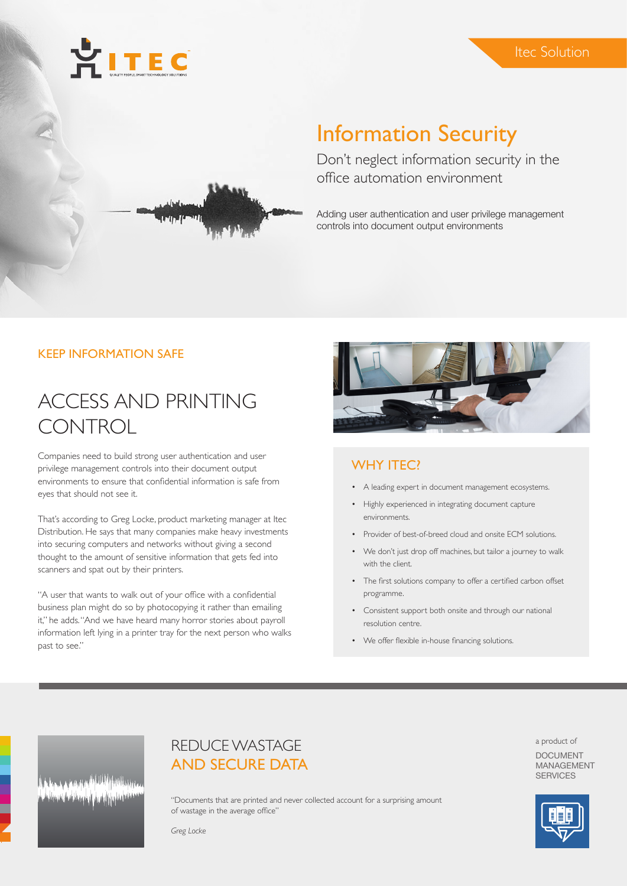Itec Solution

# Information Security

## Don't neglect information security in the office automation environment

Adding user authentication and user privilege management controls into document output environments

### KEEP INFORMATION SAFE

## ACCESS AND PRINTING CONTROL

Companies need to build strong user authentication and user privilege management controls into their document output environments to ensure that confidential information is safe from eyes that should not see it.

That's according to Greg Locke, product marketing manager at Itec Distribution. He says that many companies make heavy investments into securing computers and networks without giving a second thought to the amount of sensitive information that gets fed into scanners and spat out by their printers.

"A user that wants to walk out of your office with a confidential business plan might do so by photocopying it rather than emailing it," he adds. "And we have heard many horror stories about payroll information left lying in a printer tray for the next person who walks past to see."

### WHY ITEC?

- A leading expert in document management ecosystems.
- Highly experienced in integrating document capture environments.
- Provider of best-of-breed cloud and onsite ECM solutions.
- We don't just drop off machines, but tailor a journey to walk with the client.
- The first solutions company to offer a certified carbon offset programme.
- Consistent support both onsite and through our national resolution centre.
- We offer flexible in-house financing solutions.

## REDUCE WASTAGE AND SECURE DATA

"Documents that are printed and never collected account for a surprising amount of wastage in the average office"

*Greg Locke*

a product of

DOCUMENT MANAGEMENT SERVICES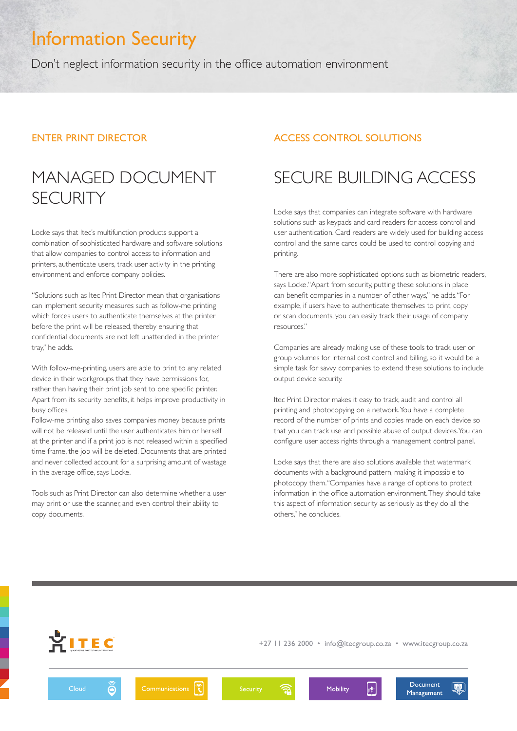# Information Security

Don't neglect information security in the office automation environment

## ENTER PRINT DIRECTOR

## MANAGED DOCUMENT SECURITY

Locke says that Itec's multifunction products support a combination of sophisticated hardware and software solutions that allow companies to control access to information and printers, authenticate users, track user activity in the printing environment and enforce company policies.

"Solutions such as Itec Print Director mean that organisations can implement security measures such as follow-me printing which forces users to authenticate themselves at the printer before the print will be released, thereby ensuring that confidential documents are not left unattended in the printer tray," he adds.

With follow-me-printing, users are able to print to any related device in their workgroups that they have permissions for, rather than having their print job sent to one specific printer. Apart from its security benefits, it helps improve productivity in busy offices.

Follow-me printing also saves companies money because prints will not be released until the user authenticates him or herself at the printer and if a print job is not released within a specified time frame, the job will be deleted. Documents that are printed and never collected account for a surprising amount of wastage in the average office, says Locke.

Tools such as Print Director can also determine whether a user may print or use the scanner, and even control their ability to copy documents.

## ACCESS CONTROL SOLUTIONS

## SECURE BUILDING ACCESS

Locke says that companies can integrate software with hardware solutions such as keypads and card readers for access control and user authentication. Card readers are widely used for building access control and the same cards could be used to control copying and printing.

There are also more sophisticated options such as biometric readers, says Locke. "Apart from security, putting these solutions in place can benefit companies in a number of other ways," he adds. "For example, if users have to authenticate themselves to print, copy or scan documents, you can easily track their usage of company resources."

Companies are already making use of these tools to track user or group volumes for internal cost control and billing, so it would be a simple task for savvy companies to extend these solutions to include output device security.

Itec Print Director makes it easy to track, audit and control all printing and photocopying on a network. You have a complete record of the number of prints and copies made on each device so that you can track use and possible abuse of output devices. You can configure user access rights through a management control panel.

Locke says that there are also solutions available that watermark documents with a background pattern, making it impossible to photocopy them. "Companies have a range of options to protect information in the office automation environment. They should take this aspect of information security as seriously as they do all the others," he concludes.

ITEC

+27 11 236 2000 • info@itecgroup.co.za • www.itecgroup.co.za

Cloud | Communications | Security | Mobility | Document Management